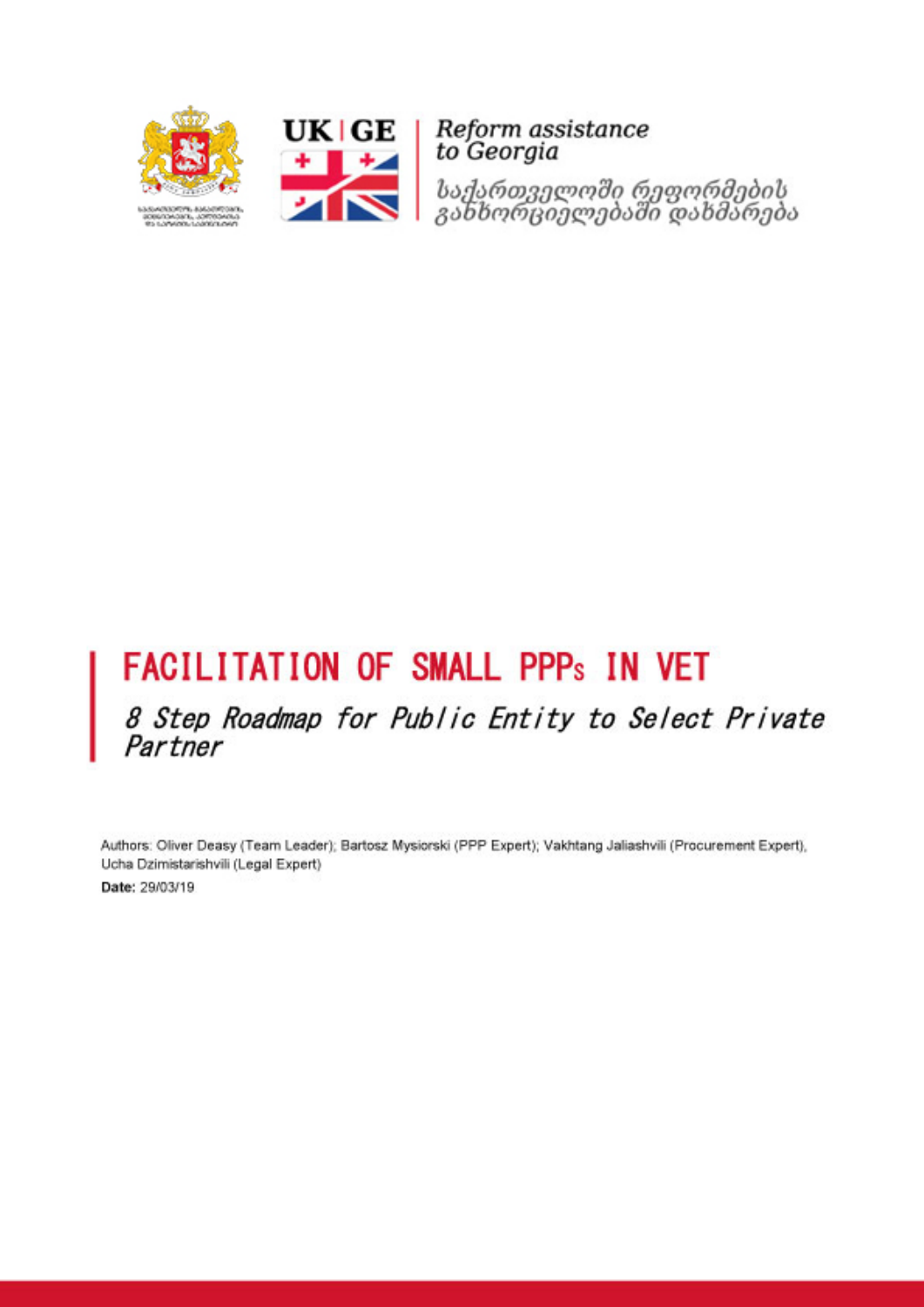UK | GE

*Reform assistance to Georgia*

*საქართველოში რეფორმების განხორციელებაში დახმარება*

# FACILITATION OF SMALL PPPs IN VET

## *8 Step Roadmap for Public Entity to Select Private Partner*

Authors: Oliver Deasy (Team Leader); Bartosz Mysiorski (PPP Expert); Vakhtang Jaliashvili (Procurement Expert), Ucha Dzimistarishvili (Legal Expert)

**Date:** 29/03/19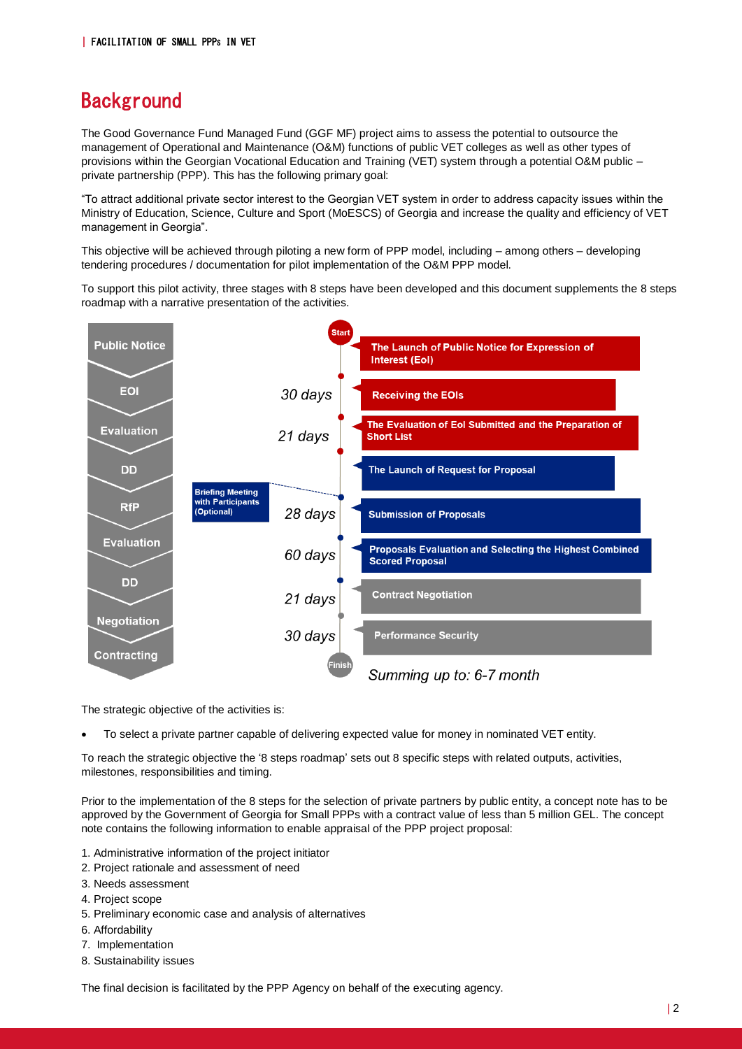## Background

The Good Governance Fund Managed Fund (GGF MF) project aims to assess the potential to outsource the management of Operational and Maintenance (O&M) functions of public VET colleges as well as other types of provisions within the Georgian Vocational Education and Training (VET) system through a potential O&M public – private partnership (PPP). This has the following primary goal:

"To attract additional private sector interest to the Georgian VET system in order to address capacity issues within the Ministry of Education, Science, Culture and Sport (MoESCS) of Georgia and increase the quality and efficiency of VET management in Georgia".

This objective will be achieved through piloting a new form of PPP model, including – among others – developing tendering procedures / documentation for pilot implementation of the O&M PPP model.

To support this pilot activity, three stages with 8 steps have been developed and this document supplements the 8 steps roadmap with a narrative presentation of the activities.

| Stage | Duration | Activity |
|---|---|---|
| Public Notice | Start | The Launch of Public Notice for Expression of Interest (EoI) |
| EOI | 30 days | Receiving the EOIs |
| Evaluation | 21 days | The Evaluation of EoI Submitted and the Preparation of Short List |
| DD | | The Launch of Request for Proposal |
| RfP | 28 days | Submission of Proposals (Briefing Meeting with Participants (Optional)) |
| Evaluation | 60 days | Proposals Evaluation and Selecting the Highest Combined Scored Proposal |
| DD | 21 days | Contract Negotiation |
| Negotiation | 30 days | Performance Security |
| Contracting | Finish | |

*Summing up to: 6-7 month*

The strategic objective of the activities is:

- To select a private partner capable of delivering expected value for money in nominated VET entity.

To reach the strategic objective the '8 steps roadmap' sets out 8 specific steps with related outputs, activities, milestones, responsibilities and timing.

Prior to the implementation of the 8 steps for the selection of private partners by public entity, a concept note has to be approved by the Government of Georgia for Small PPPs with a contract value of less than 5 million GEL. The concept note contains the following information to enable appraisal of the PPP project proposal:

1. Administrative information of the project initiator
2. Project rationale and assessment of need
3. Needs assessment
4. Project scope
5. Preliminary economic case and analysis of alternatives
6. Affordability
7. Implementation
8. Sustainability issues

The final decision is facilitated by the PPP Agency on behalf of the executing agency.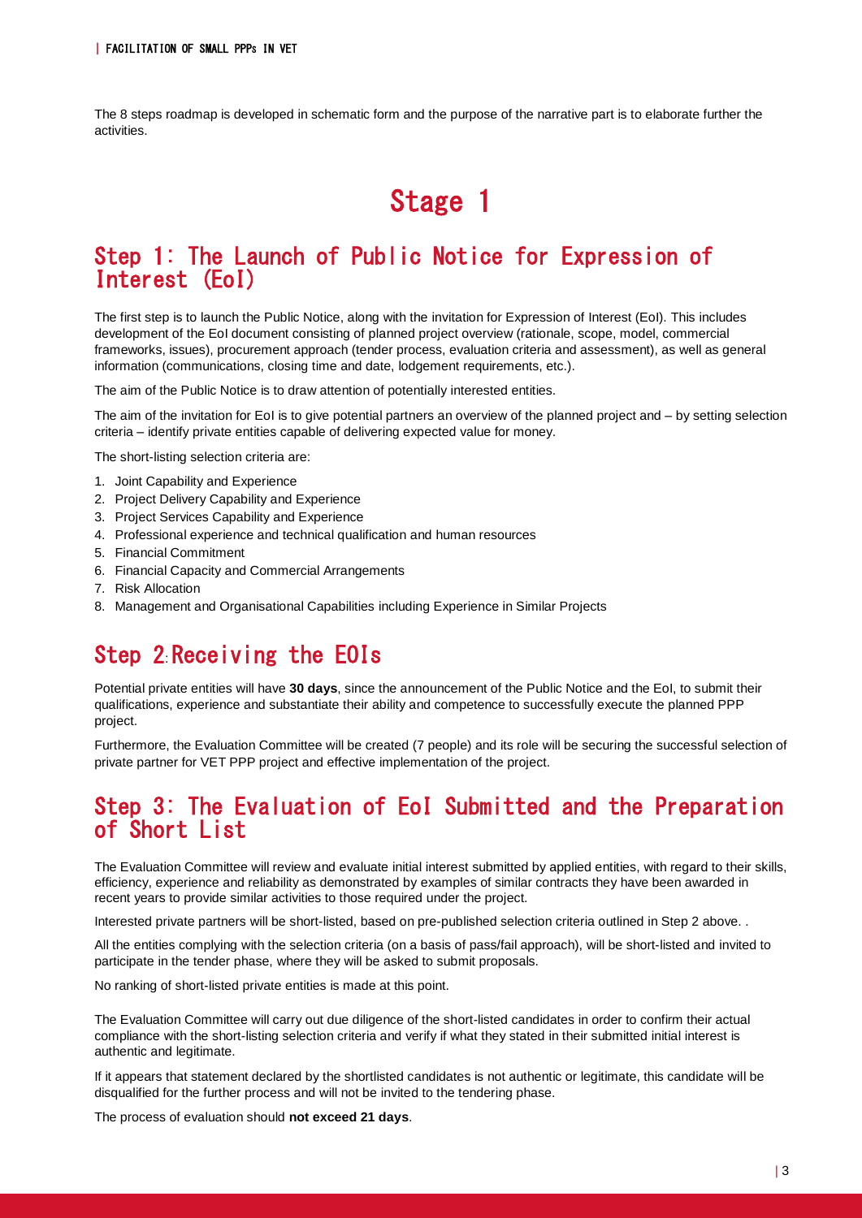The 8 steps roadmap is developed in schematic form and the purpose of the narrative part is to elaborate further the activities.

# Stage 1

## Step 1: The Launch of Public Notice for Expression of Interest (EoI)

The first step is to launch the Public Notice, along with the invitation for Expression of Interest (EoI). This includes development of the EoI document consisting of planned project overview (rationale, scope, model, commercial frameworks, issues), procurement approach (tender process, evaluation criteria and assessment), as well as general information (communications, closing time and date, lodgement requirements, etc.).

The aim of the Public Notice is to draw attention of potentially interested entities.

The aim of the invitation for EoI is to give potential partners an overview of the planned project and – by setting selection criteria – identify private entities capable of delivering expected value for money.

The short-listing selection criteria are:

1. Joint Capability and Experience
2. Project Delivery Capability and Experience
3. Project Services Capability and Experience
4. Professional experience and technical qualification and human resources
5. Financial Commitment
6. Financial Capacity and Commercial Arrangements
7. Risk Allocation
8. Management and Organisational Capabilities including Experience in Similar Projects

## Step 2: Receiving the EOIs

Potential private entities will have **30 days**, since the announcement of the Public Notice and the EoI, to submit their qualifications, experience and substantiate their ability and competence to successfully execute the planned PPP project.

Furthermore, the Evaluation Committee will be created (7 people) and its role will be securing the successful selection of private partner for VET PPP project and effective implementation of the project.

## Step 3: The Evaluation of EoI Submitted and the Preparation of Short List

The Evaluation Committee will review and evaluate initial interest submitted by applied entities, with regard to their skills, efficiency, experience and reliability as demonstrated by examples of similar contracts they have been awarded in recent years to provide similar activities to those required under the project.

Interested private partners will be short-listed, based on pre-published selection criteria outlined in Step 2 above. .

All the entities complying with the selection criteria (on a basis of pass/fail approach), will be short-listed and invited to participate in the tender phase, where they will be asked to submit proposals.

No ranking of short-listed private entities is made at this point.

The Evaluation Committee will carry out due diligence of the short-listed candidates in order to confirm their actual compliance with the short-listing selection criteria and verify if what they stated in their submitted initial interest is authentic and legitimate.

If it appears that statement declared by the shortlisted candidates is not authentic or legitimate, this candidate will be disqualified for the further process and will not be invited to the tendering phase.

The process of evaluation should **not exceed 21 days**.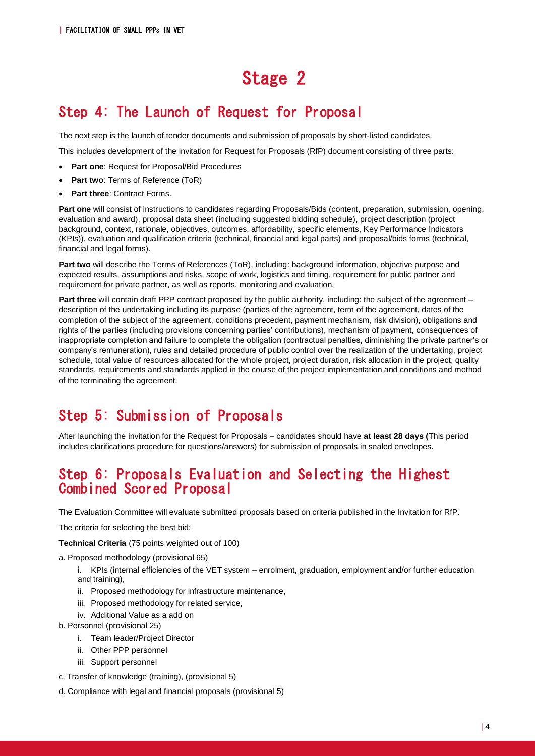# Stage 2

## Step 4: The Launch of Request for Proposal

The next step is the launch of tender documents and submission of proposals by short-listed candidates.

This includes development of the invitation for Request for Proposals (RfP) document consisting of three parts:

- **Part one**: Request for Proposal/Bid Procedures
- **Part two**: Terms of Reference (ToR)
- **Part three**: Contract Forms.

**Part one** will consist of instructions to candidates regarding Proposals/Bids (content, preparation, submission, opening, evaluation and award), proposal data sheet (including suggested bidding schedule), project description (project background, context, rationale, objectives, outcomes, affordability, specific elements, Key Performance Indicators (KPIs)), evaluation and qualification criteria (technical, financial and legal parts) and proposal/bids forms (technical, financial and legal forms).

**Part two** will describe the Terms of References (ToR), including: background information, objective purpose and expected results, assumptions and risks, scope of work, logistics and timing, requirement for public partner and requirement for private partner, as well as reports, monitoring and evaluation.

**Part three** will contain draft PPP contract proposed by the public authority, including: the subject of the agreement – description of the undertaking including its purpose (parties of the agreement, term of the agreement, dates of the completion of the subject of the agreement, conditions precedent, payment mechanism, risk division), obligations and rights of the parties (including provisions concerning parties' contributions), mechanism of payment, consequences of inappropriate completion and failure to complete the obligation (contractual penalties, diminishing the private partner's or company's remuneration), rules and detailed procedure of public control over the realization of the undertaking, project schedule, total value of resources allocated for the whole project, project duration, risk allocation in the project, quality standards, requirements and standards applied in the course of the project implementation and conditions and method of the terminating the agreement.

## Step 5: Submission of Proposals

After launching the invitation for the Request for Proposals – candidates should have **at least 28 days (**This period includes clarifications procedure for questions/answers) for submission of proposals in sealed envelopes.

## Step 6: Proposals Evaluation and Selecting the Highest Combined Scored Proposal

The Evaluation Committee will evaluate submitted proposals based on criteria published in the Invitation for RfP.

The criteria for selecting the best bid:

**Technical Criteria** (75 points weighted out of 100)

a. Proposed methodology (provisional 65)

   i. KPIs (internal efficiencies of the VET system – enrolment, graduation, employment and/or further education and training),

   ii. Proposed methodology for infrastructure maintenance,

   iii. Proposed methodology for related service,

   iv. Additional Value as a add on

b. Personnel (provisional 25)

   i. Team leader/Project Director

   ii. Other PPP personnel

   iii. Support personnel

c. Transfer of knowledge (training), (provisional 5)

d. Compliance with legal and financial proposals (provisional 5)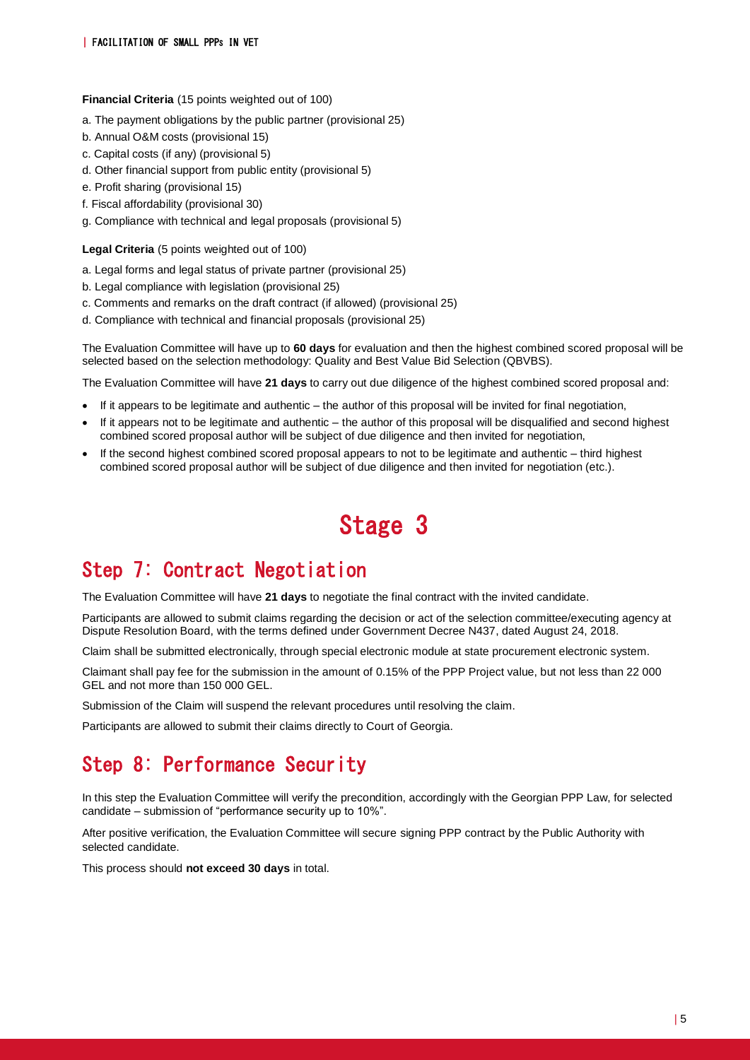**Financial Criteria** (15 points weighted out of 100)

a. The payment obligations by the public partner (provisional 25)
b. Annual O&M costs (provisional 15)
c. Capital costs (if any) (provisional 5)
d. Other financial support from public entity (provisional 5)
e. Profit sharing (provisional 15)
f. Fiscal affordability (provisional 30)
g. Compliance with technical and legal proposals (provisional 5)

**Legal Criteria** (5 points weighted out of 100)

a. Legal forms and legal status of private partner (provisional 25)
b. Legal compliance with legislation (provisional 25)
c. Comments and remarks on the draft contract (if allowed) (provisional 25)
d. Compliance with technical and financial proposals (provisional 25)

The Evaluation Committee will have up to **60 days** for evaluation and then the highest combined scored proposal will be selected based on the selection methodology: Quality and Best Value Bid Selection (QBVBS).

The Evaluation Committee will have **21 days** to carry out due diligence of the highest combined scored proposal and:

- If it appears to be legitimate and authentic – the author of this proposal will be invited for final negotiation,
- If it appears not to be legitimate and authentic – the author of this proposal will be disqualified and second highest combined scored proposal author will be subject of due diligence and then invited for negotiation,
- If the second highest combined scored proposal appears to not to be legitimate and authentic – third highest combined scored proposal author will be subject of due diligence and then invited for negotiation (etc.).

# Stage 3

## Step 7: Contract Negotiation

The Evaluation Committee will have **21 days** to negotiate the final contract with the invited candidate.

Participants are allowed to submit claims regarding the decision or act of the selection committee/executing agency at Dispute Resolution Board, with the terms defined under Government Decree N437, dated August 24, 2018.

Claim shall be submitted electronically, through special electronic module at state procurement electronic system.

Claimant shall pay fee for the submission in the amount of 0.15% of the PPP Project value, but not less than 22 000 GEL and not more than 150 000 GEL.

Submission of the Claim will suspend the relevant procedures until resolving the claim.

Participants are allowed to submit their claims directly to Court of Georgia.

## Step 8: Performance Security

In this step the Evaluation Committee will verify the precondition, accordingly with the Georgian PPP Law, for selected candidate – submission of "performance security up to 10%".

After positive verification, the Evaluation Committee will secure signing PPP contract by the Public Authority with selected candidate.

This process should **not exceed 30 days** in total.